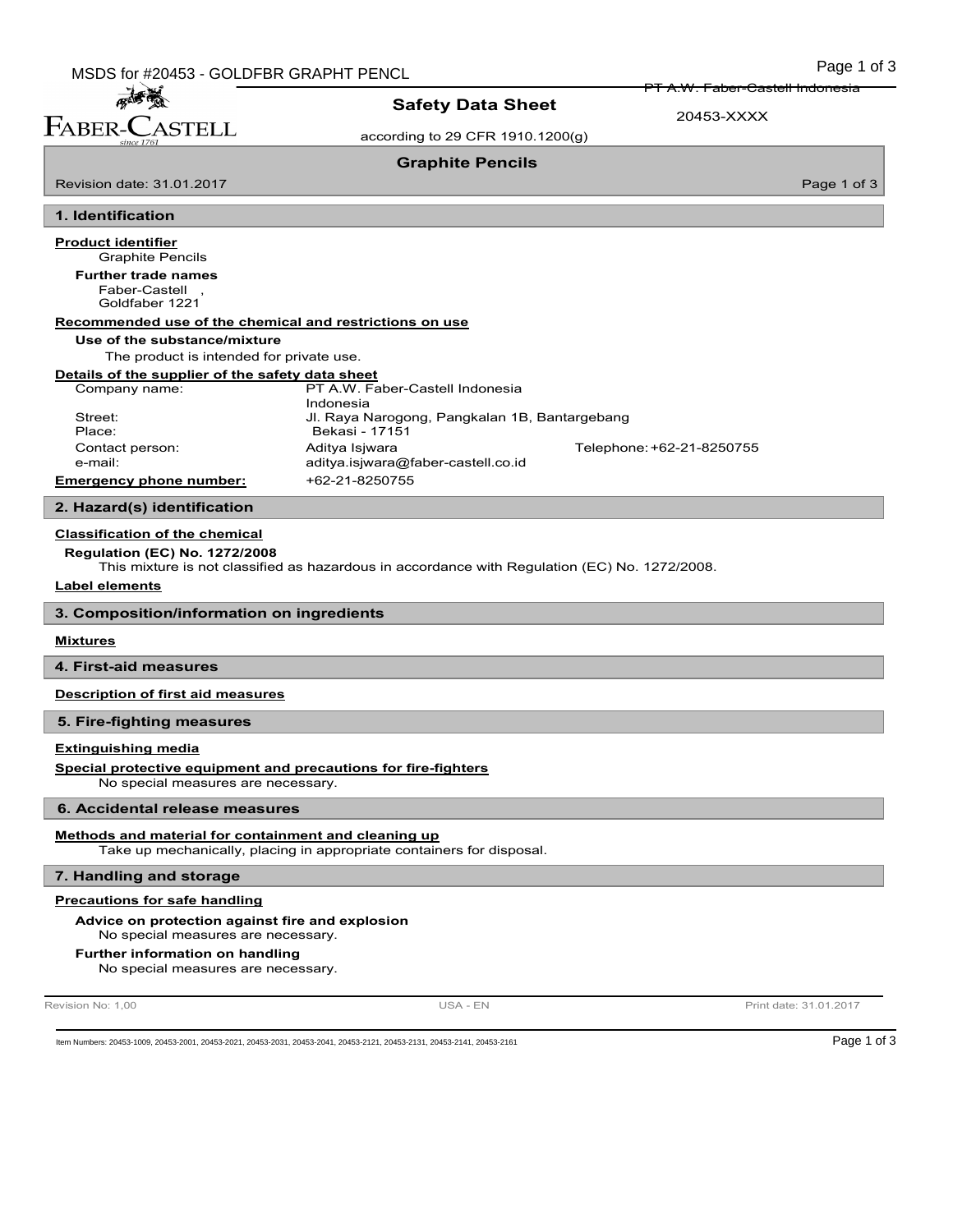# Safety Data Sheet

20453-XXXX

according to 29 CFR 1910.1200(g)

## Graphite Pencils

Revision date: 31.01.2017

## 1. Identification

**Product identifier**

Graphite Pencils

**Further trade names**

Faber-Castell ,
Goldfaber 1221

**Recommended use of the chemical and restrictions on use**

**Use of the substance/mixture**

The product is intended for private use.

**Details of the supplier of the safety data sheet**

| | | |
|---|---|---|
| Company name: | PT A.W. Faber-Castell Indonesia<br>Indonesia | |
| Street: | Jl. Raya Narogong, Pangkalan 1B, Bantargebang | |
| Place: | Bekasi - 17151 | |
| Contact person: | Aditya Isjwara | Telephone: +62-21-8250755 |
| e-mail: | aditya.isjwara@faber-castell.co.id | |
| **Emergency phone number:** | +62-21-8250755 | |

## 2. Hazard(s) identification

**Classification of the chemical**

**Regulation (EC) No. 1272/2008**

This mixture is not classified as hazardous in accordance with Regulation (EC) No. 1272/2008.

**Label elements**

## 3. Composition/information on ingredients

**Mixtures**

## 4. First-aid measures

**Description of first aid measures**

## 5. Fire-fighting measures

**Extinguishing media**

**Special protective equipment and precautions for fire-fighters**

No special measures are necessary.

## 6. Accidental release measures

**Methods and material for containment and cleaning up**

Take up mechanically, placing in appropriate containers for disposal.

## 7. Handling and storage

**Precautions for safe handling**

**Advice on protection against fire and explosion**

No special measures are necessary.

**Further information on handling**

No special measures are necessary.

Revision No: 1,00 USA - EN Print date: 31.01.2017

Item Numbers: 20453-1009, 20453-2001, 20453-2021, 20453-2031, 20453-2041, 20453-2121, 20453-2131, 20453-2141, 20453-2161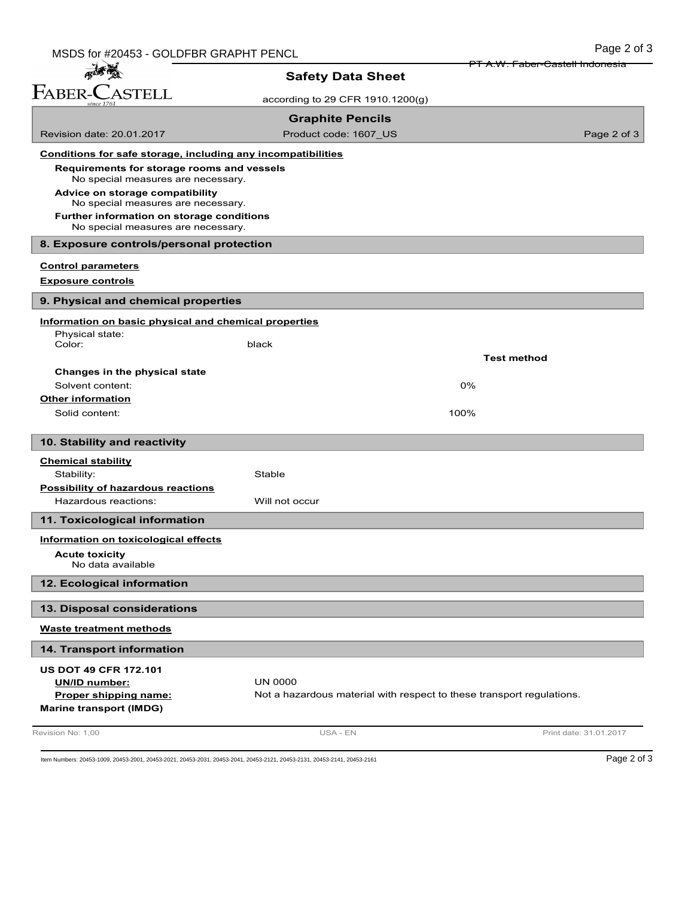#### Conditions for safe storage, including any incompatibilities

**Requirements for storage rooms and vessels**
No special measures are necessary.

**Advice on storage compatibility**
No special measures are necessary.

**Further information on storage conditions**
No special measures are necessary.

## 8. Exposure controls/personal protection

#### Control parameters

#### Exposure controls

## 9. Physical and chemical properties

#### Information on basic physical and chemical properties

| | | Test method |
|---|---|---|
| Physical state: | | |
| Color: | black | |
| **Changes in the physical state** | | |
| Solvent content: | 0% | |

#### Other information

| | |
|---|---|
| Solid content: | 100% |

## 10. Stability and reactivity

#### Chemical stability

Stability: Stable

#### Possibility of hazardous reactions

Hazardous reactions: Will not occur

## 11. Toxicological information

#### Information on toxicological effects

**Acute toxicity**
No data available

## 12. Ecological information

## 13. Disposal considerations

#### Waste treatment methods

## 14. Transport information

**US DOT 49 CFR 172.101**

**UN/ID number:** UN 0000

**Proper shipping name:** Not a hazardous material with respect to these transport regulations.

**Marine transport (IMDG)**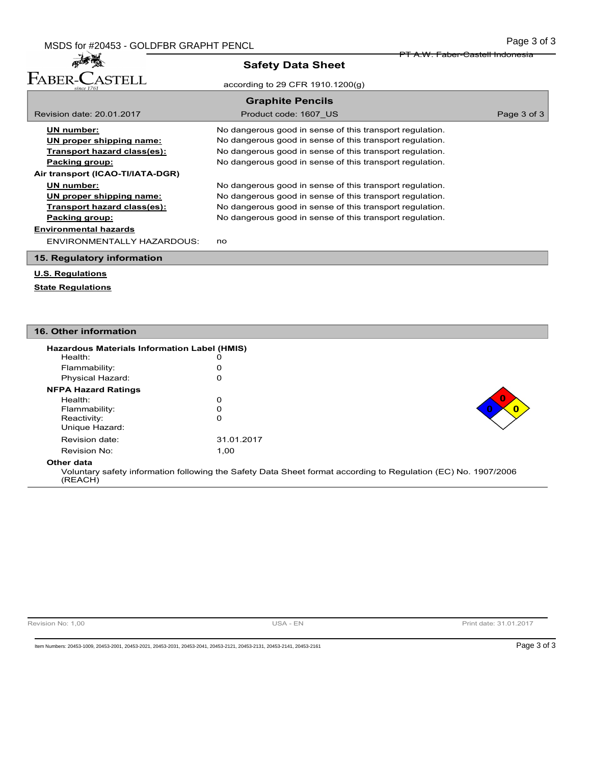| | |
|---|---|
| **UN number:** | No dangerous good in sense of this transport regulation. |
| **UN proper shipping name:** | No dangerous good in sense of this transport regulation. |
| **Transport hazard class(es):** | No dangerous good in sense of this transport regulation. |
| **Packing group:** | No dangerous good in sense of this transport regulation. |

**Air transport (ICAO-TI/IATA-DGR)**

| | |
|---|---|
| **UN number:** | No dangerous good in sense of this transport regulation. |
| **UN proper shipping name:** | No dangerous good in sense of this transport regulation. |
| **Transport hazard class(es):** | No dangerous good in sense of this transport regulation. |
| **Packing group:** | No dangerous good in sense of this transport regulation. |

**Environmental hazards**

ENVIRONMENTALLY HAZARDOUS: no

## 15. Regulatory information

**U.S. Regulations**

**State Regulations**

## 16. Other information

**Hazardous Materials Information Label (HMIS)**

| | |
|---|---|
| Health: | 0 |
| Flammability: | 0 |
| Physical Hazard: | 0 |

**NFPA Hazard Ratings**

| | |
|---|---|
| Health: | 0 |
| Flammability: | 0 |
| Reactivity: | 0 |
| Unique Hazard: | |
| Revision date: | 31.01.2017 |
| Revision No: | 1,00 |

**Other data**

Voluntary safety information following the Safety Data Sheet format according to Regulation (EC) No. 1907/2006 (REACH)

Item Numbers: 20453-1009, 20453-2001, 20453-2021, 20453-2031, 20453-2041, 20453-2121, 20453-2131, 20453-2141, 20453-2161